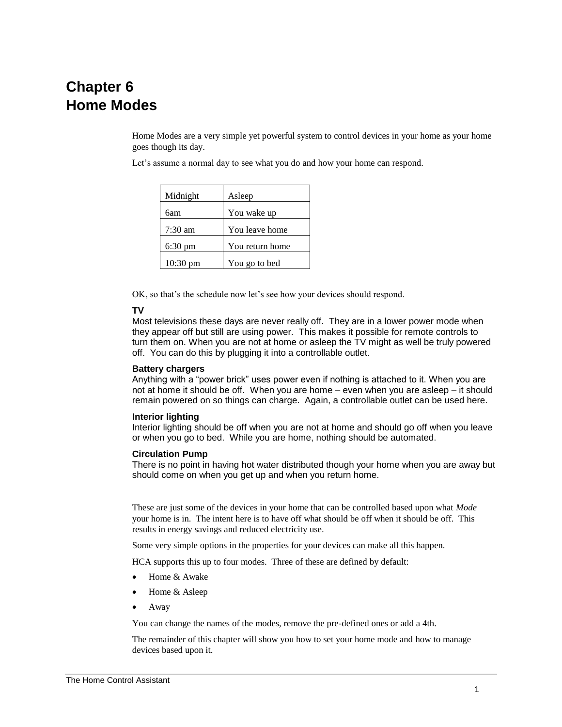# Chapter 6
# Home Modes

Home Modes are a very simple yet powerful system to control devices in your home as your home goes though its day.

Let's assume a normal day to see what you do and how your home can respond.

| Midnight | Asleep |
|---|---|
| 6am | You wake up |
| 7:30 am | You leave home |
| 6:30 pm | You return home |
| 10:30 pm | You go to bed |

OK, so that's the schedule now let's see how your devices should respond.

**TV**

Most televisions these days are never really off. They are in a lower power mode when they appear off but still are using power. This makes it possible for remote controls to turn them on. When you are not at home or asleep the TV might as well be truly powered off. You can do this by plugging it into a controllable outlet.

**Battery chargers**

Anything with a "power brick" uses power even if nothing is attached to it. When you are not at home it should be off. When you are home – even when you are asleep – it should remain powered on so things can charge. Again, a controllable outlet can be used here.

**Interior lighting**

Interior lighting should be off when you are not at home and should go off when you leave or when you go to bed. While you are home, nothing should be automated.

**Circulation Pump**

There is no point in having hot water distributed though your home when you are away but should come on when you get up and when you return home.

These are just some of the devices in your home that can be controlled based upon what *Mode* your home is in. The intent here is to have off what should be off when it should be off. This results in energy savings and reduced electricity use.

Some very simple options in the properties for your devices can make all this happen.

HCA supports this up to four modes. Three of these are defined by default:

- Home & Awake
- Home & Asleep
- Away

You can change the names of the modes, remove the pre-defined ones or add a 4th.

The remainder of this chapter will show you how to set your home mode and how to manage devices based upon it.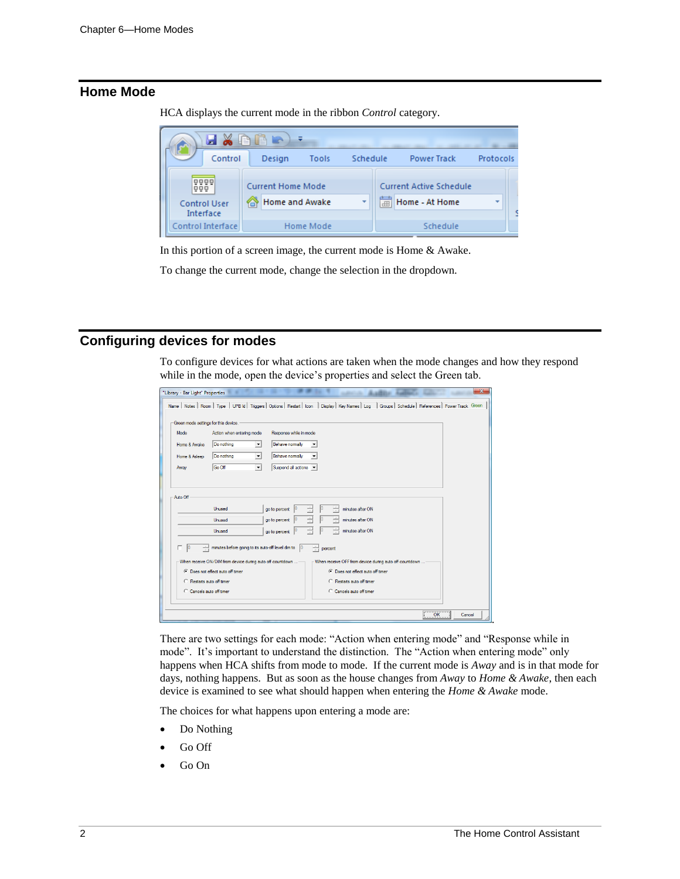## Home Mode

HCA displays the current mode in the ribbon *Control* category.

In this portion of a screen image, the current mode is Home & Awake.

To change the current mode, change the selection in the dropdown.

## Configuring devices for modes

To configure devices for what actions are taken when the mode changes and how they respond while in the mode, open the device's properties and select the Green tab.

There are two settings for each mode: "Action when entering mode" and "Response while in mode". It's important to understand the distinction. The "Action when entering mode" only happens when HCA shifts from mode to mode. If the current mode is *Away* and is in that mode for days, nothing happens. But as soon as the house changes from *Away* to *Home & Awake*, then each device is examined to see what should happen when entering the *Home & Awake* mode.

The choices for what happens upon entering a mode are:

- Do Nothing
- Go Off
- Go On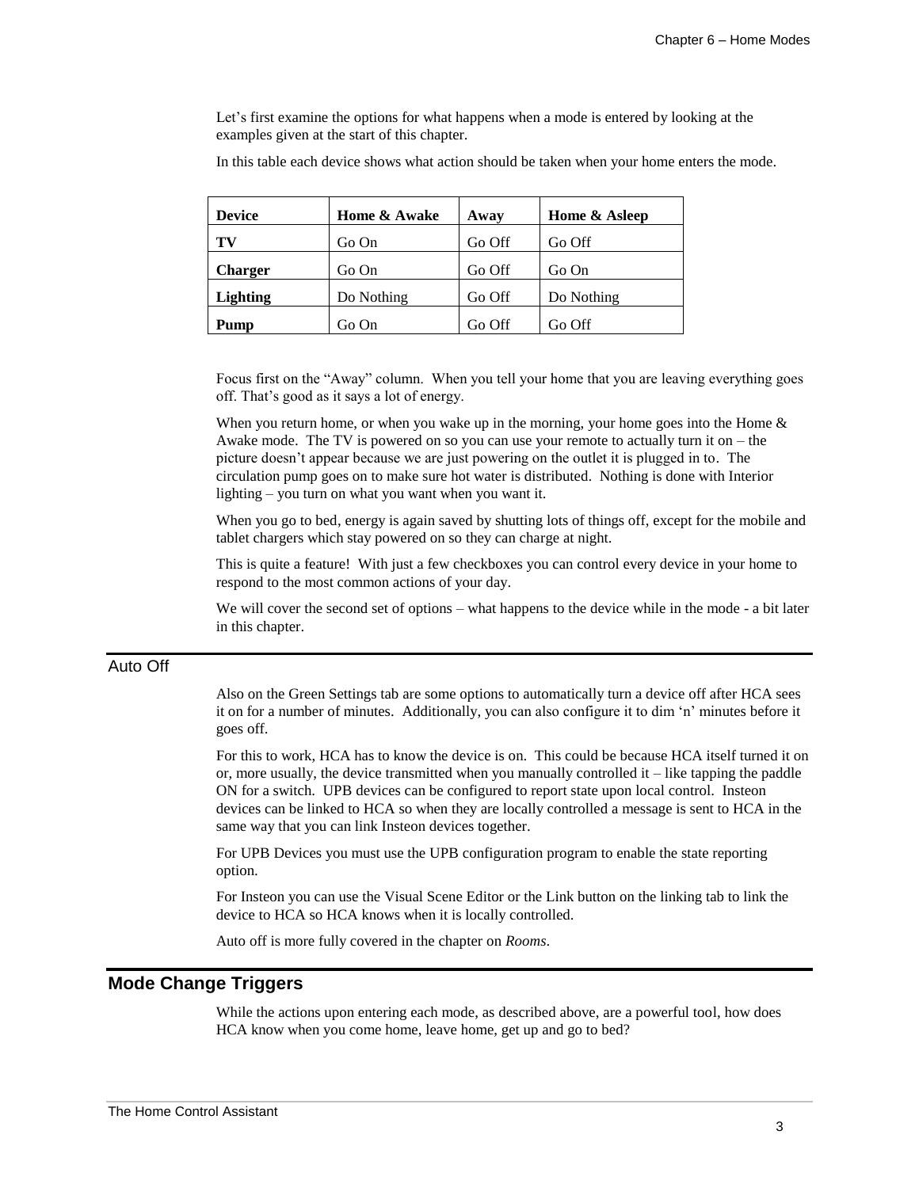Let's first examine the options for what happens when a mode is entered by looking at the examples given at the start of this chapter.

In this table each device shows what action should be taken when your home enters the mode.

| Device | Home & Awake | Away | Home & Asleep |
|---|---|---|---|
| **TV** | Go On | Go Off | Go Off |
| **Charger** | Go On | Go Off | Go On |
| **Lighting** | Do Nothing | Go Off | Do Nothing |
| **Pump** | Go On | Go Off | Go Off |

Focus first on the "Away" column. When you tell your home that you are leaving everything goes off. That's good as it says a lot of energy.

When you return home, or when you wake up in the morning, your home goes into the Home & Awake mode. The TV is powered on so you can use your remote to actually turn it on – the picture doesn't appear because we are just powering on the outlet it is plugged in to. The circulation pump goes on to make sure hot water is distributed. Nothing is done with Interior lighting – you turn on what you want when you want it.

When you go to bed, energy is again saved by shutting lots of things off, except for the mobile and tablet chargers which stay powered on so they can charge at night.

This is quite a feature! With just a few checkboxes you can control every device in your home to respond to the most common actions of your day.

We will cover the second set of options – what happens to the device while in the mode - a bit later in this chapter.

### Auto Off

Also on the Green Settings tab are some options to automatically turn a device off after HCA sees it on for a number of minutes. Additionally, you can also configure it to dim 'n' minutes before it goes off.

For this to work, HCA has to know the device is on. This could be because HCA itself turned it on or, more usually, the device transmitted when you manually controlled it – like tapping the paddle ON for a switch. UPB devices can be configured to report state upon local control. Insteon devices can be linked to HCA so when they are locally controlled a message is sent to HCA in the same way that you can link Insteon devices together.

For UPB Devices you must use the UPB configuration program to enable the state reporting option.

For Insteon you can use the Visual Scene Editor or the Link button on the linking tab to link the device to HCA so HCA knows when it is locally controlled.

Auto off is more fully covered in the chapter on *Rooms*.

## Mode Change Triggers

While the actions upon entering each mode, as described above, are a powerful tool, how does HCA know when you come home, leave home, get up and go to bed?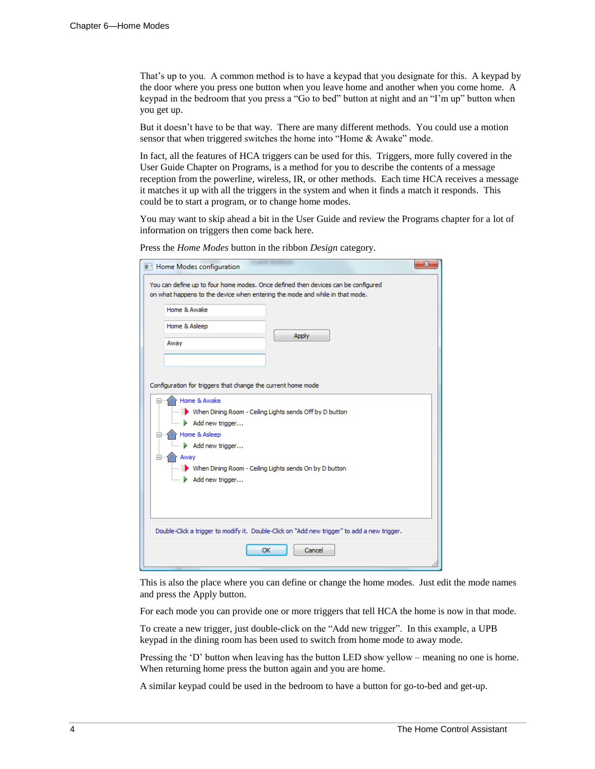That's up to you. A common method is to have a keypad that you designate for this. A keypad by the door where you press one button when you leave home and another when you come home. A keypad in the bedroom that you press a "Go to bed" button at night and an "I'm up" button when you get up.

But it doesn't have to be that way. There are many different methods. You could use a motion sensor that when triggered switches the home into "Home & Awake" mode.

In fact, all the features of HCA triggers can be used for this. Triggers, more fully covered in the User Guide Chapter on Programs, is a method for you to describe the contents of a message reception from the powerline, wireless, IR, or other methods. Each time HCA receives a message it matches it up with all the triggers in the system and when it finds a match it responds. This could be to start a program, or to change home modes.

You may want to skip ahead a bit in the User Guide and review the Programs chapter for a lot of information on triggers then come back here.

Press the *Home Modes* button in the ribbon *Design* category.

Home Modes configuration

You can define up to four home modes. Once defined then devices can be configured on what happens to the device when entering the mode and while in that mode.

Home & Awake
Home & Asleep
Away

Apply

Configuration for triggers that change the current home mode

- Home & Awake
  - When Dining Room - Ceiling Lights sends Off by D button
  - Add new trigger…
- Home & Asleep
  - Add new trigger…
- Away
  - When Dining Room - Ceiling Lights sends On by D button
  - Add new trigger…

Double-Click a trigger to modify it. Double-Click on "Add new trigger" to add a new trigger.

OK Cancel

This is also the place where you can define or change the home modes. Just edit the mode names and press the Apply button.

For each mode you can provide one or more triggers that tell HCA the home is now in that mode.

To create a new trigger, just double-click on the "Add new trigger". In this example, a UPB keypad in the dining room has been used to switch from home mode to away mode.

Pressing the 'D' button when leaving has the button LED show yellow – meaning no one is home. When returning home press the button again and you are home.

A similar keypad could be used in the bedroom to have a button for go-to-bed and get-up.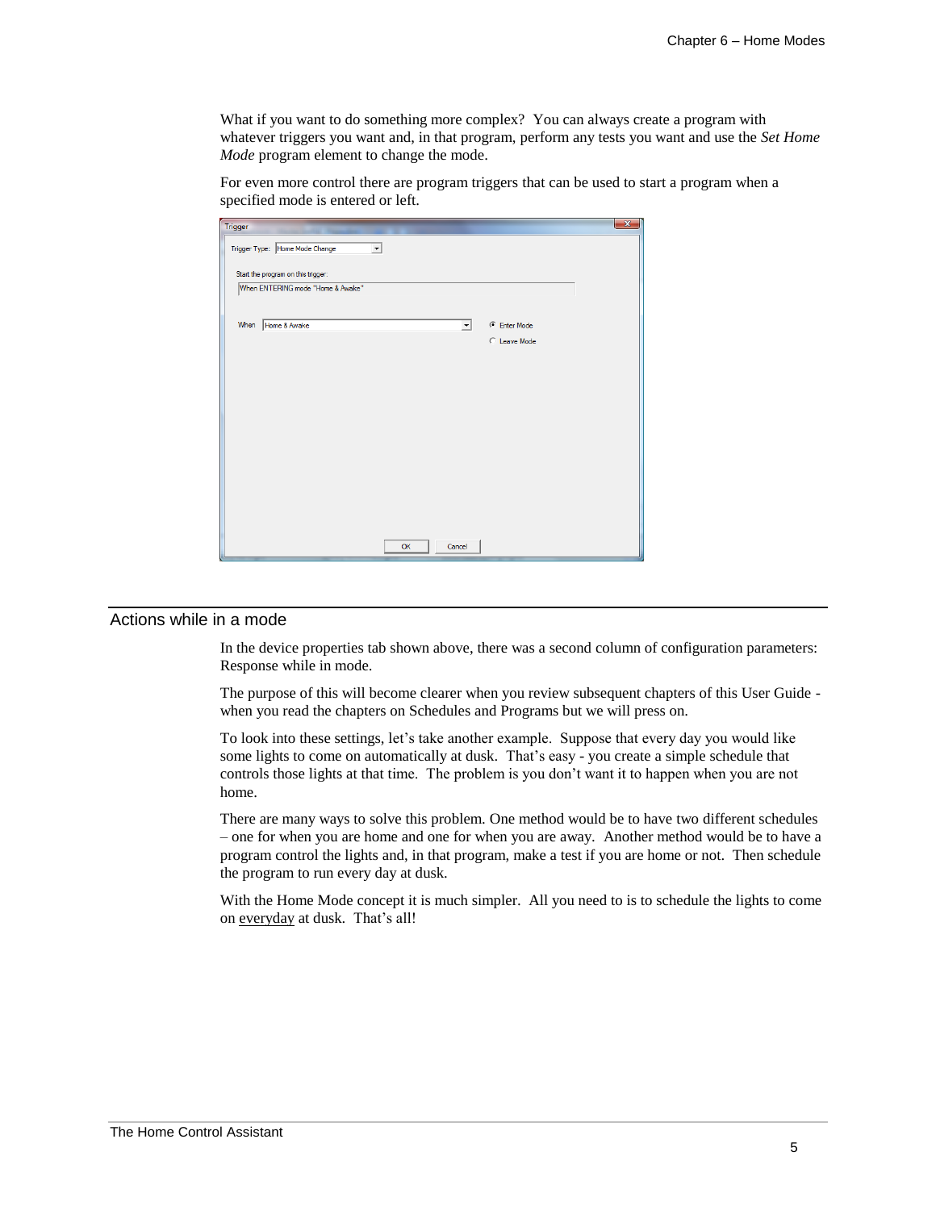What if you want to do something more complex? You can always create a program with whatever triggers you want and, in that program, perform any tests you want and use the *Set Home Mode* program element to change the mode.

For even more control there are program triggers that can be used to start a program when a specified mode is entered or left.

## Actions while in a mode

In the device properties tab shown above, there was a second column of configuration parameters: Response while in mode.

The purpose of this will become clearer when you review subsequent chapters of this User Guide - when you read the chapters on Schedules and Programs but we will press on.

To look into these settings, let's take another example. Suppose that every day you would like some lights to come on automatically at dusk. That's easy - you create a simple schedule that controls those lights at that time. The problem is you don't want it to happen when you are not home.

There are many ways to solve this problem. One method would be to have two different schedules – one for when you are home and one for when you are away. Another method would be to have a program control the lights and, in that program, make a test if you are home or not. Then schedule the program to run every day at dusk.

With the Home Mode concept it is much simpler. All you need to is to schedule the lights to come on <u>everyday</u> at dusk. That's all!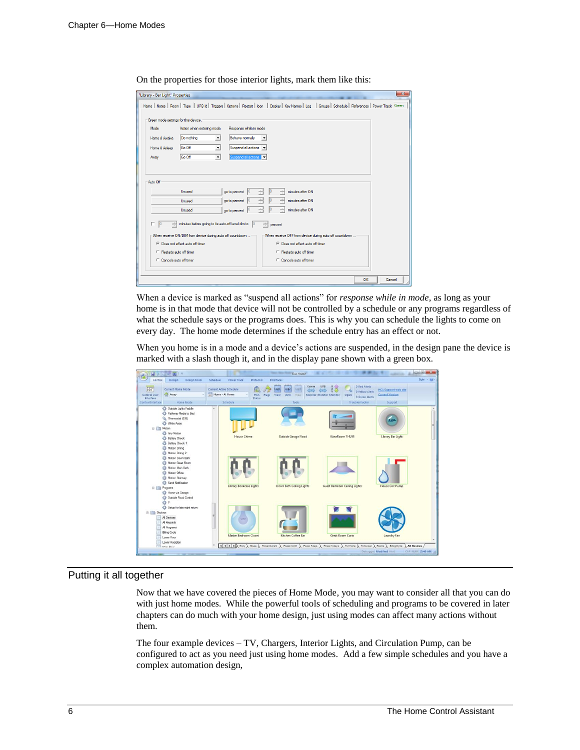On the properties for those interior lights, mark them like this:

When a device is marked as “suspend all actions” for *response while in mode*, as long as your home is in that mode that device will not be controlled by a schedule or any programs regardless of what the schedule says or the programs does. This is why you can schedule the lights to come on every day. The home mode determines if the schedule entry has an effect or not.

When you home is in a mode and a device’s actions are suspended, in the design pane the device is marked with a slash though it, and in the display pane shown with a green box.

## Putting it all together

Now that we have covered the pieces of Home Mode, you may want to consider all that you can do with just home modes. While the powerful tools of scheduling and programs to be covered in later chapters can do much with your home design, just using modes can affect many actions without them.

The four example devices – TV, Chargers, Interior Lights, and Circulation Pump, can be configured to act as you need just using home modes. Add a few simple schedules and you have a complex automation design,